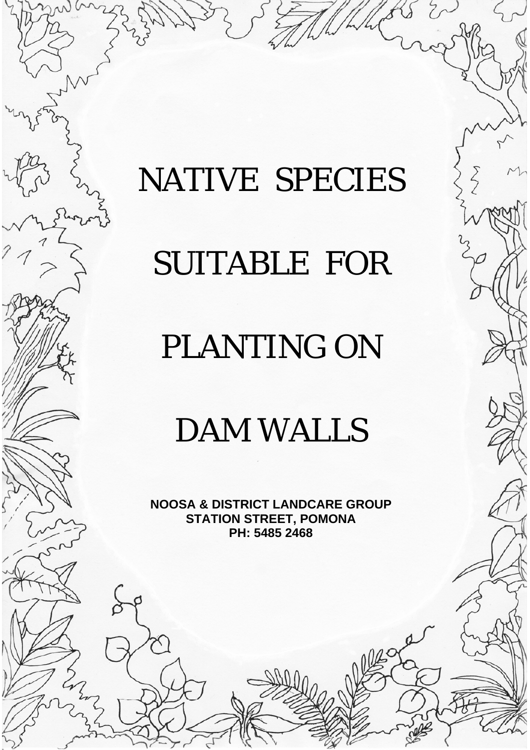# NATIVE SPECIES SUITABLE FOR PLANTING ON DAM WALLS

**NOOSA & DISTRICT LANDCARE GROUP**
**STATION STREET, POMONA**
**PH: 5485 2468**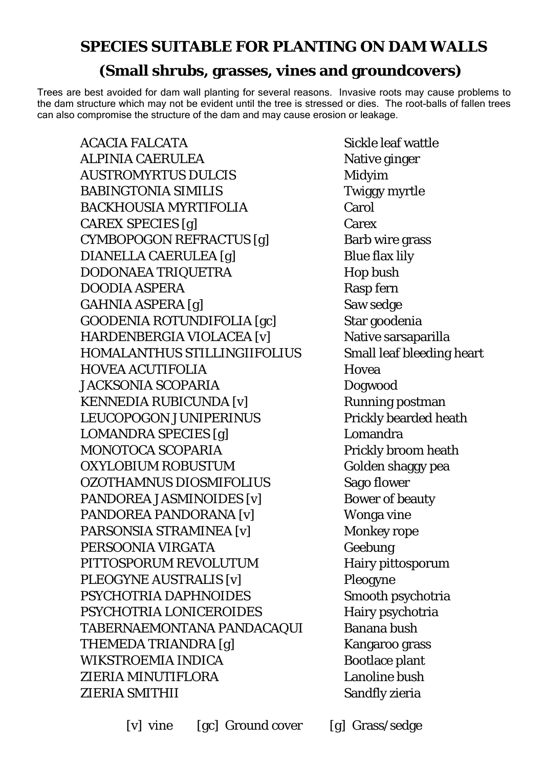# SPECIES SUITABLE FOR PLANTING ON DAM WALLS

## (Small shrubs, grasses, vines and groundcovers)

Trees are best avoided for dam wall planting for several reasons. Invasive roots may cause problems to the dam structure which may not be evident until the tree is stressed or dies. The root-balls of fallen trees can also compromise the structure of the dam and may cause erosion or leakage.

| | |
|---|---|
| ACACIA FALCATA | Sickle leaf wattle |
| ALPINIA CAERULEA | Native ginger |
| AUSTROMYRTUS DULCIS | Midyim |
| BABINGTONIA SIMILIS | Twiggy myrtle |
| BACKHOUSIA MYRTIFOLIA | Carol |
| CAREX SPECIES [g] | Carex |
| CYMBOPOGON REFRACTUS [g] | Barb wire grass |
| DIANELLA CAERULEA [g] | Blue flax lily |
| DODONAEA TRIQUETRA | Hop bush |
| DOODIA ASPERA | Rasp fern |
| GAHNIA ASPERA [g] | Saw sedge |
| GOODENIA ROTUNDIFOLIA [gc] | Star goodenia |
| HARDENBERGIA VIOLACEA [v] | Native sarsaparilla |
| HOMALANTHUS STILLINGIIFOLIUS | Small leaf bleeding heart |
| HOVEA ACUTIFOLIA | Hovea |
| JACKSONIA SCOPARIA | Dogwood |
| KENNEDIA RUBICUNDA [v] | Running postman |
| LEUCOPOGON JUNIPERINUS | Prickly bearded heath |
| LOMANDRA SPECIES [g] | Lomandra |
| MONOTOCA SCOPARIA | Prickly broom heath |
| OXYLOBIUM ROBUSTUM | Golden shaggy pea |
| OZOTHAMNUS DIOSMIFOLIUS | Sago flower |
| PANDOREA JASMINOIDES [v] | Bower of beauty |
| PANDOREA PANDORANA [v] | Wonga vine |
| PARSONSIA STRAMINEA [v] | Monkey rope |
| PERSOONIA VIRGATA | Geebung |
| PITTOSPORUM REVOLUTUM | Hairy pittosporum |
| PLEOGYNE AUSTRALIS [v] | Pleogyne |
| PSYCHOTRIA DAPHNOIDES | Smooth psychotria |
| PSYCHOTRIA LONICEROIDES | Hairy psychotria |
| TABERNAEMONTANA PANDACAQUI | Banana bush |
| THEMEDA TRIANDRA [g] | Kangaroo grass |
| WIKSTROEMIA INDICA | Bootlace plant |
| ZIERIA MINUTIFLORA | Lanoline bush |
| ZIERIA SMITHII | Sandfly zieria |

[v] vine [gc] Ground cover [g] Grass/sedge